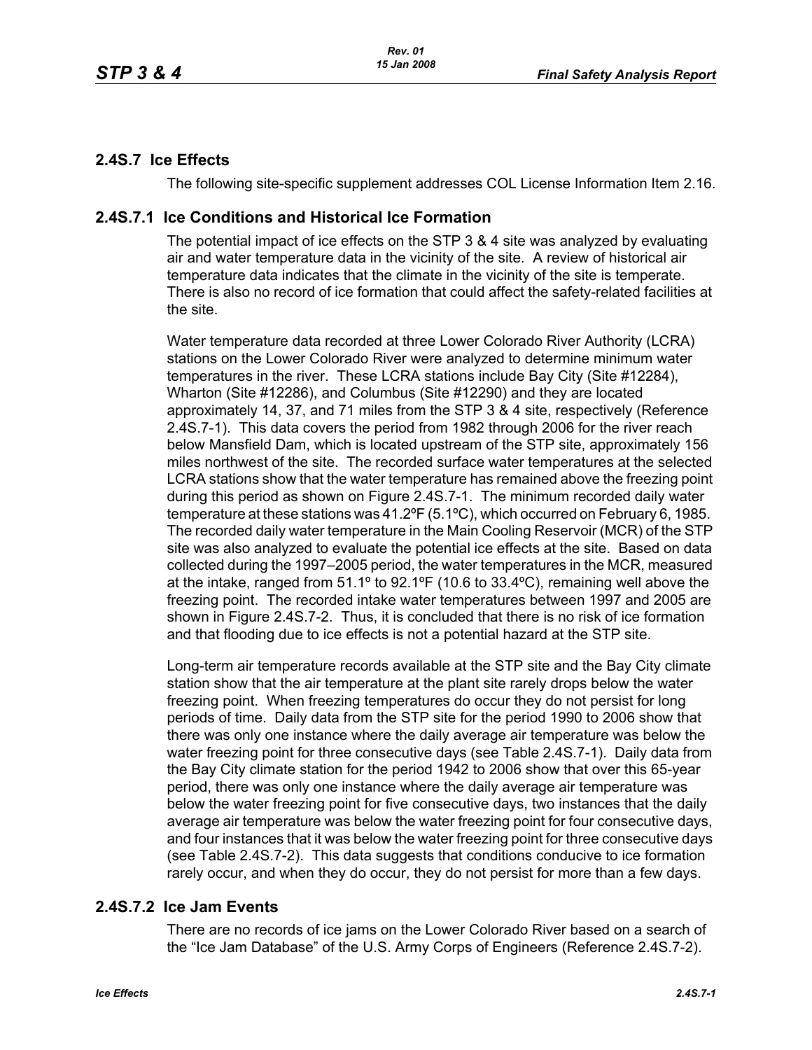## 2.4S.7 Ice Effects

The following site-specific supplement addresses COL License Information Item 2.16.

### 2.4S.7.1 Ice Conditions and Historical Ice Formation

The potential impact of ice effects on the STP 3 & 4 site was analyzed by evaluating air and water temperature data in the vicinity of the site. A review of historical air temperature data indicates that the climate in the vicinity of the site is temperate. There is also no record of ice formation that could affect the safety-related facilities at the site.

Water temperature data recorded at three Lower Colorado River Authority (LCRA) stations on the Lower Colorado River were analyzed to determine minimum water temperatures in the river. These LCRA stations include Bay City (Site #12284), Wharton (Site #12286), and Columbus (Site #12290) and they are located approximately 14, 37, and 71 miles from the STP 3 & 4 site, respectively (Reference 2.4S.7-1). This data covers the period from 1982 through 2006 for the river reach below Mansfield Dam, which is located upstream of the STP site, approximately 156 miles northwest of the site. The recorded surface water temperatures at the selected LCRA stations show that the water temperature has remained above the freezing point during this period as shown on Figure 2.4S.7-1. The minimum recorded daily water temperature at these stations was 41.2ºF (5.1ºC), which occurred on February 6, 1985. The recorded daily water temperature in the Main Cooling Reservoir (MCR) of the STP site was also analyzed to evaluate the potential ice effects at the site. Based on data collected during the 1997–2005 period, the water temperatures in the MCR, measured at the intake, ranged from 51.1º to 92.1ºF (10.6 to 33.4ºC), remaining well above the freezing point. The recorded intake water temperatures between 1997 and 2005 are shown in Figure 2.4S.7-2. Thus, it is concluded that there is no risk of ice formation and that flooding due to ice effects is not a potential hazard at the STP site.

Long-term air temperature records available at the STP site and the Bay City climate station show that the air temperature at the plant site rarely drops below the water freezing point. When freezing temperatures do occur they do not persist for long periods of time. Daily data from the STP site for the period 1990 to 2006 show that there was only one instance where the daily average air temperature was below the water freezing point for three consecutive days (see Table 2.4S.7-1). Daily data from the Bay City climate station for the period 1942 to 2006 show that over this 65-year period, there was only one instance where the daily average air temperature was below the water freezing point for five consecutive days, two instances that the daily average air temperature was below the water freezing point for four consecutive days, and four instances that it was below the water freezing point for three consecutive days (see Table 2.4S.7-2). This data suggests that conditions conducive to ice formation rarely occur, and when they do occur, they do not persist for more than a few days.

### 2.4S.7.2 Ice Jam Events

There are no records of ice jams on the Lower Colorado River based on a search of the "Ice Jam Database" of the U.S. Army Corps of Engineers (Reference 2.4S.7-2).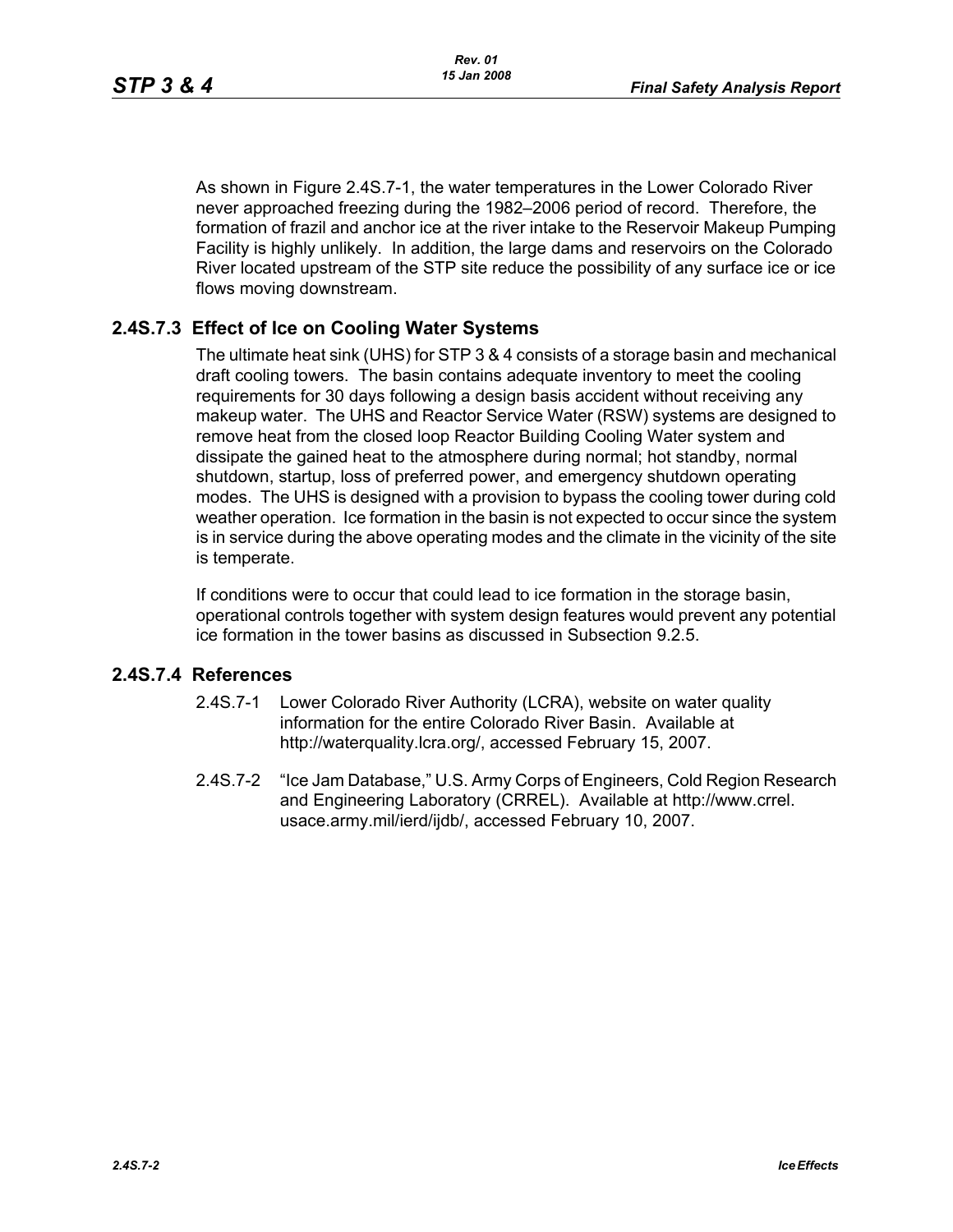As shown in Figure 2.4S.7-1, the water temperatures in the Lower Colorado River never approached freezing during the 1982–2006 period of record. Therefore, the formation of frazil and anchor ice at the river intake to the Reservoir Makeup Pumping Facility is highly unlikely. In addition, the large dams and reservoirs on the Colorado River located upstream of the STP site reduce the possibility of any surface ice or ice flows moving downstream.

## 2.4S.7.3 Effect of Ice on Cooling Water Systems

The ultimate heat sink (UHS) for STP 3 & 4 consists of a storage basin and mechanical draft cooling towers. The basin contains adequate inventory to meet the cooling requirements for 30 days following a design basis accident without receiving any makeup water. The UHS and Reactor Service Water (RSW) systems are designed to remove heat from the closed loop Reactor Building Cooling Water system and dissipate the gained heat to the atmosphere during normal; hot standby, normal shutdown, startup, loss of preferred power, and emergency shutdown operating modes. The UHS is designed with a provision to bypass the cooling tower during cold weather operation. Ice formation in the basin is not expected to occur since the system is in service during the above operating modes and the climate in the vicinity of the site is temperate.

If conditions were to occur that could lead to ice formation in the storage basin, operational controls together with system design features would prevent any potential ice formation in the tower basins as discussed in Subsection 9.2.5.

## 2.4S.7.4 References

2.4S.7-1 Lower Colorado River Authority (LCRA), website on water quality information for the entire Colorado River Basin. Available at http://waterquality.lcra.org/, accessed February 15, 2007.

2.4S.7-2 "Ice Jam Database," U.S. Army Corps of Engineers, Cold Region Research and Engineering Laboratory (CRREL). Available at http://www.crrel.usace.army.mil/ierd/ijdb/, accessed February 10, 2007.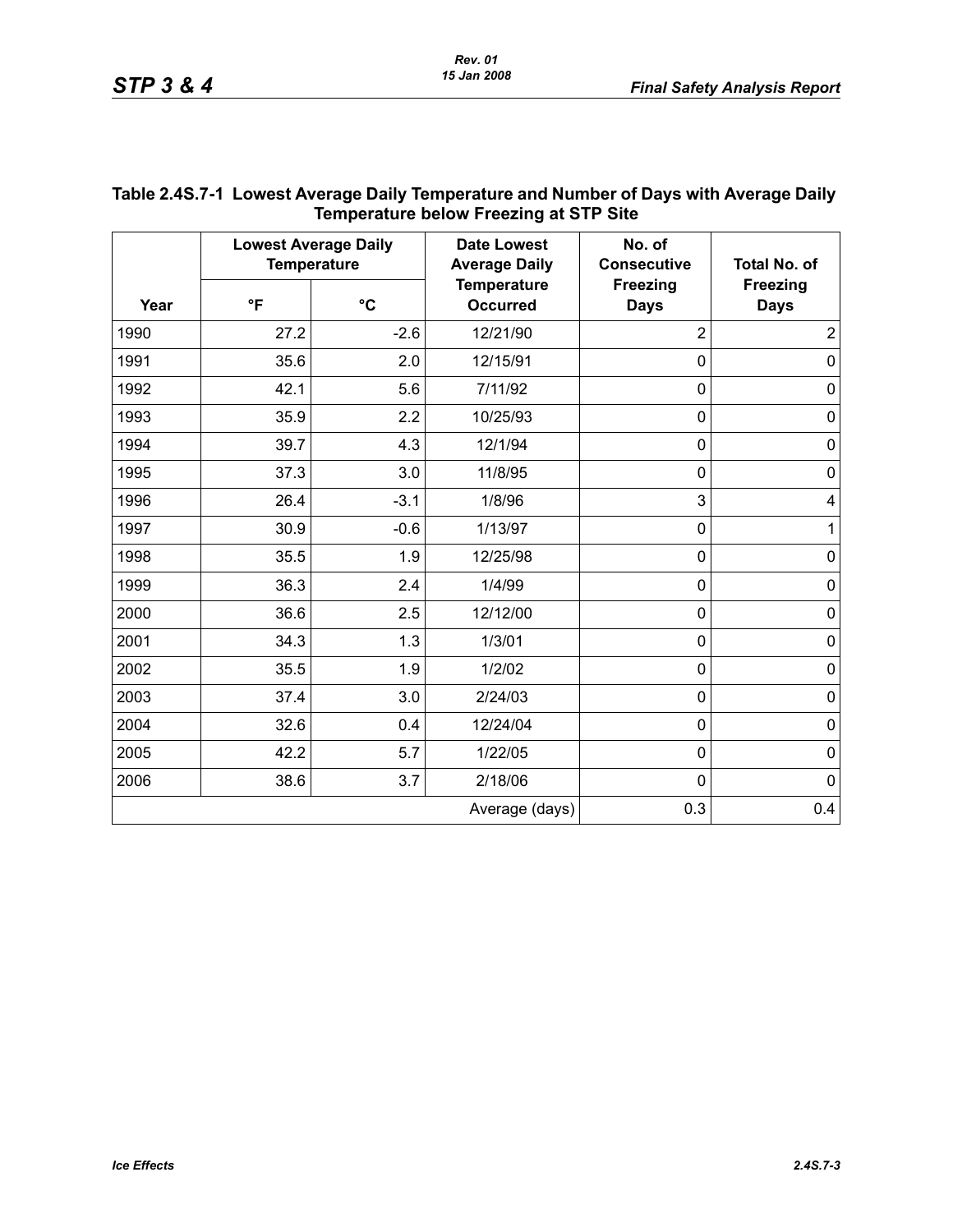**Table 2.4S.7-1 Lowest Average Daily Temperature and Number of Days with Average Daily Temperature below Freezing at STP Site**

| Year | Lowest Average Daily Temperature | | Date Lowest Average Daily Temperature Occurred | No. of Consecutive Freezing Days | Total No. of Freezing Days |
|---|---|---|---|---|---|
| | °F | °C | | | |
| 1990 | 27.2 | -2.6 | 12/21/90 | 2 | 2 |
| 1991 | 35.6 | 2.0 | 12/15/91 | 0 | 0 |
| 1992 | 42.1 | 5.6 | 7/11/92 | 0 | 0 |
| 1993 | 35.9 | 2.2 | 10/25/93 | 0 | 0 |
| 1994 | 39.7 | 4.3 | 12/1/94 | 0 | 0 |
| 1995 | 37.3 | 3.0 | 11/8/95 | 0 | 0 |
| 1996 | 26.4 | -3.1 | 1/8/96 | 3 | 4 |
| 1997 | 30.9 | -0.6 | 1/13/97 | 0 | 1 |
| 1998 | 35.5 | 1.9 | 12/25/98 | 0 | 0 |
| 1999 | 36.3 | 2.4 | 1/4/99 | 0 | 0 |
| 2000 | 36.6 | 2.5 | 12/12/00 | 0 | 0 |
| 2001 | 34.3 | 1.3 | 1/3/01 | 0 | 0 |
| 2002 | 35.5 | 1.9 | 1/2/02 | 0 | 0 |
| 2003 | 37.4 | 3.0 | 2/24/03 | 0 | 0 |
| 2004 | 32.6 | 0.4 | 12/24/04 | 0 | 0 |
| 2005 | 42.2 | 5.7 | 1/22/05 | 0 | 0 |
| 2006 | 38.6 | 3.7 | 2/18/06 | 0 | 0 |
| | | | Average (days) | 0.3 | 0.4 |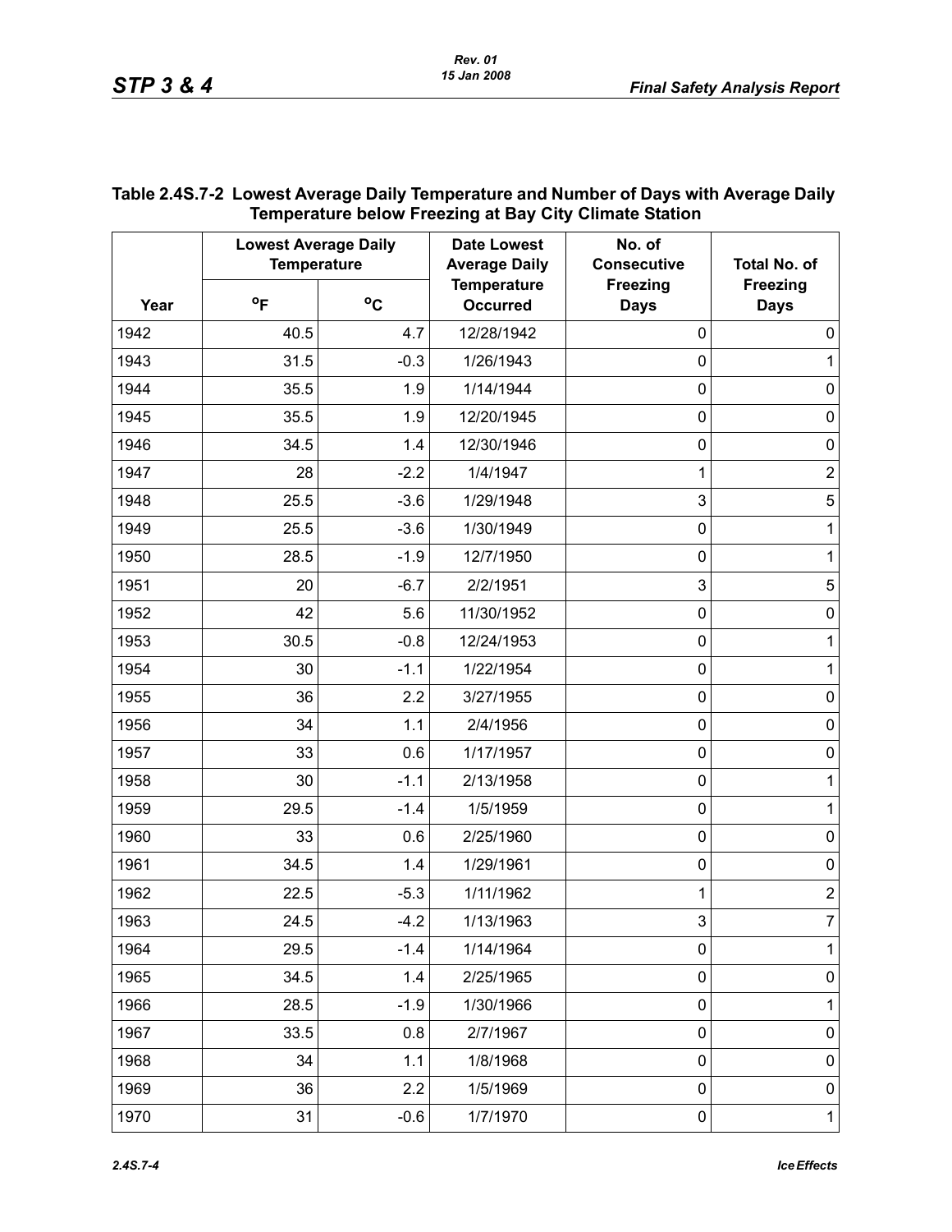**Table 2.4S.7-2 Lowest Average Daily Temperature and Number of Days with Average Daily Temperature below Freezing at Bay City Climate Station**

| Year | Lowest Average Daily Temperature | | Date Lowest Average Daily Temperature Occurred | No. of Consecutive Freezing Days | Total No. of Freezing Days |
|---|---|---|---|---|---|
| | °F | °C | | | |
| 1942 | 40.5 | 4.7 | 12/28/1942 | 0 | 0 |
| 1943 | 31.5 | -0.3 | 1/26/1943 | 0 | 1 |
| 1944 | 35.5 | 1.9 | 1/14/1944 | 0 | 0 |
| 1945 | 35.5 | 1.9 | 12/20/1945 | 0 | 0 |
| 1946 | 34.5 | 1.4 | 12/30/1946 | 0 | 0 |
| 1947 | 28 | -2.2 | 1/4/1947 | 1 | 2 |
| 1948 | 25.5 | -3.6 | 1/29/1948 | 3 | 5 |
| 1949 | 25.5 | -3.6 | 1/30/1949 | 0 | 1 |
| 1950 | 28.5 | -1.9 | 12/7/1950 | 0 | 1 |
| 1951 | 20 | -6.7 | 2/2/1951 | 3 | 5 |
| 1952 | 42 | 5.6 | 11/30/1952 | 0 | 0 |
| 1953 | 30.5 | -0.8 | 12/24/1953 | 0 | 1 |
| 1954 | 30 | -1.1 | 1/22/1954 | 0 | 1 |
| 1955 | 36 | 2.2 | 3/27/1955 | 0 | 0 |
| 1956 | 34 | 1.1 | 2/4/1956 | 0 | 0 |
| 1957 | 33 | 0.6 | 1/17/1957 | 0 | 0 |
| 1958 | 30 | -1.1 | 2/13/1958 | 0 | 1 |
| 1959 | 29.5 | -1.4 | 1/5/1959 | 0 | 1 |
| 1960 | 33 | 0.6 | 2/25/1960 | 0 | 0 |
| 1961 | 34.5 | 1.4 | 1/29/1961 | 0 | 0 |
| 1962 | 22.5 | -5.3 | 1/11/1962 | 1 | 2 |
| 1963 | 24.5 | -4.2 | 1/13/1963 | 3 | 7 |
| 1964 | 29.5 | -1.4 | 1/14/1964 | 0 | 1 |
| 1965 | 34.5 | 1.4 | 2/25/1965 | 0 | 0 |
| 1966 | 28.5 | -1.9 | 1/30/1966 | 0 | 1 |
| 1967 | 33.5 | 0.8 | 2/7/1967 | 0 | 0 |
| 1968 | 34 | 1.1 | 1/8/1968 | 0 | 0 |
| 1969 | 36 | 2.2 | 1/5/1969 | 0 | 0 |
| 1970 | 31 | -0.6 | 1/7/1970 | 0 | 1 |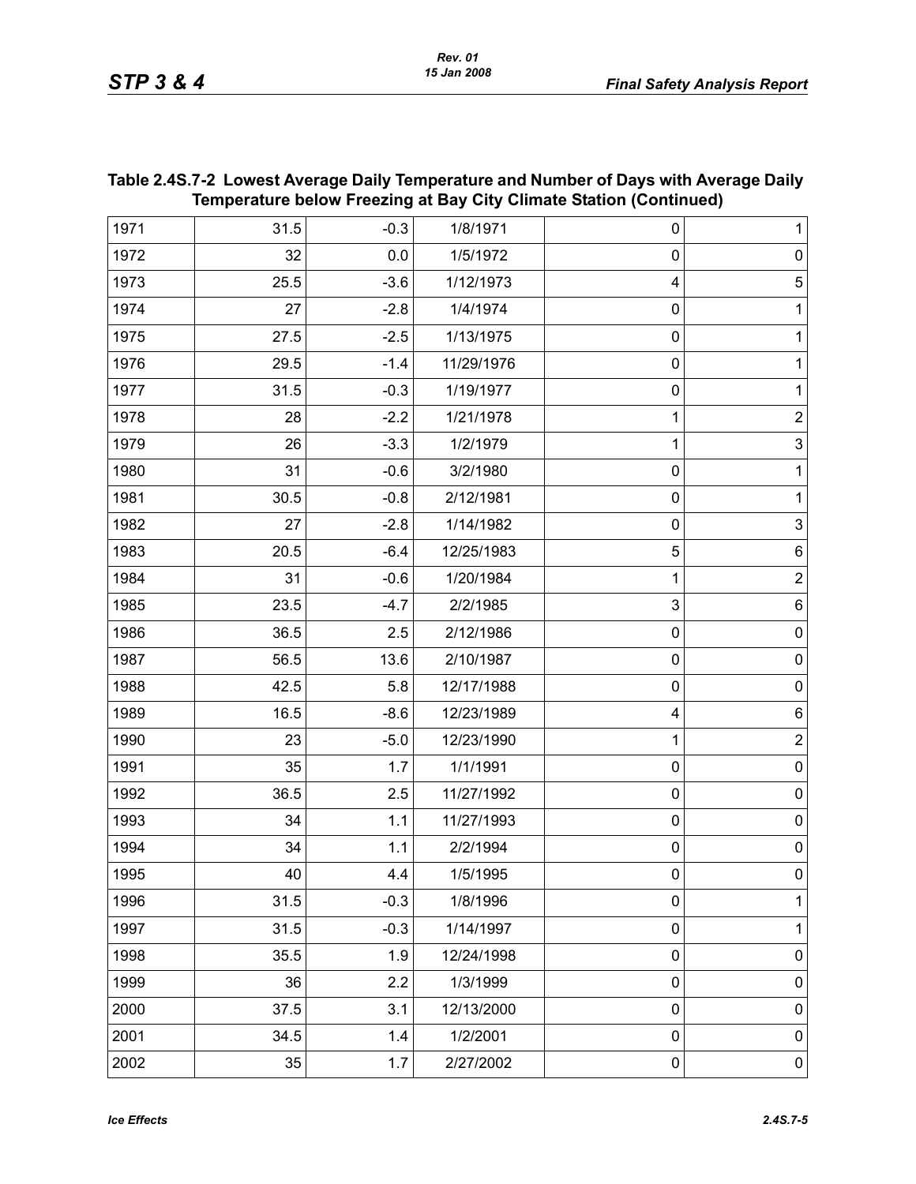**Table 2.4S.7-2 Lowest Average Daily Temperature and Number of Days with Average Daily Temperature below Freezing at Bay City Climate Station (Continued)**

| | | | | | |
|---|---|---|---|---|---|
| 1971 | 31.5 | -0.3 | 1/8/1971 | 0 | 1 |
| 1972 | 32 | 0.0 | 1/5/1972 | 0 | 0 |
| 1973 | 25.5 | -3.6 | 1/12/1973 | 4 | 5 |
| 1974 | 27 | -2.8 | 1/4/1974 | 0 | 1 |
| 1975 | 27.5 | -2.5 | 1/13/1975 | 0 | 1 |
| 1976 | 29.5 | -1.4 | 11/29/1976 | 0 | 1 |
| 1977 | 31.5 | -0.3 | 1/19/1977 | 0 | 1 |
| 1978 | 28 | -2.2 | 1/21/1978 | 1 | 2 |
| 1979 | 26 | -3.3 | 1/2/1979 | 1 | 3 |
| 1980 | 31 | -0.6 | 3/2/1980 | 0 | 1 |
| 1981 | 30.5 | -0.8 | 2/12/1981 | 0 | 1 |
| 1982 | 27 | -2.8 | 1/14/1982 | 0 | 3 |
| 1983 | 20.5 | -6.4 | 12/25/1983 | 5 | 6 |
| 1984 | 31 | -0.6 | 1/20/1984 | 1 | 2 |
| 1985 | 23.5 | -4.7 | 2/2/1985 | 3 | 6 |
| 1986 | 36.5 | 2.5 | 2/12/1986 | 0 | 0 |
| 1987 | 56.5 | 13.6 | 2/10/1987 | 0 | 0 |
| 1988 | 42.5 | 5.8 | 12/17/1988 | 0 | 0 |
| 1989 | 16.5 | -8.6 | 12/23/1989 | 4 | 6 |
| 1990 | 23 | -5.0 | 12/23/1990 | 1 | 2 |
| 1991 | 35 | 1.7 | 1/1/1991 | 0 | 0 |
| 1992 | 36.5 | 2.5 | 11/27/1992 | 0 | 0 |
| 1993 | 34 | 1.1 | 11/27/1993 | 0 | 0 |
| 1994 | 34 | 1.1 | 2/2/1994 | 0 | 0 |
| 1995 | 40 | 4.4 | 1/5/1995 | 0 | 0 |
| 1996 | 31.5 | -0.3 | 1/8/1996 | 0 | 1 |
| 1997 | 31.5 | -0.3 | 1/14/1997 | 0 | 1 |
| 1998 | 35.5 | 1.9 | 12/24/1998 | 0 | 0 |
| 1999 | 36 | 2.2 | 1/3/1999 | 0 | 0 |
| 2000 | 37.5 | 3.1 | 12/13/2000 | 0 | 0 |
| 2001 | 34.5 | 1.4 | 1/2/2001 | 0 | 0 |
| 2002 | 35 | 1.7 | 2/27/2002 | 0 | 0 |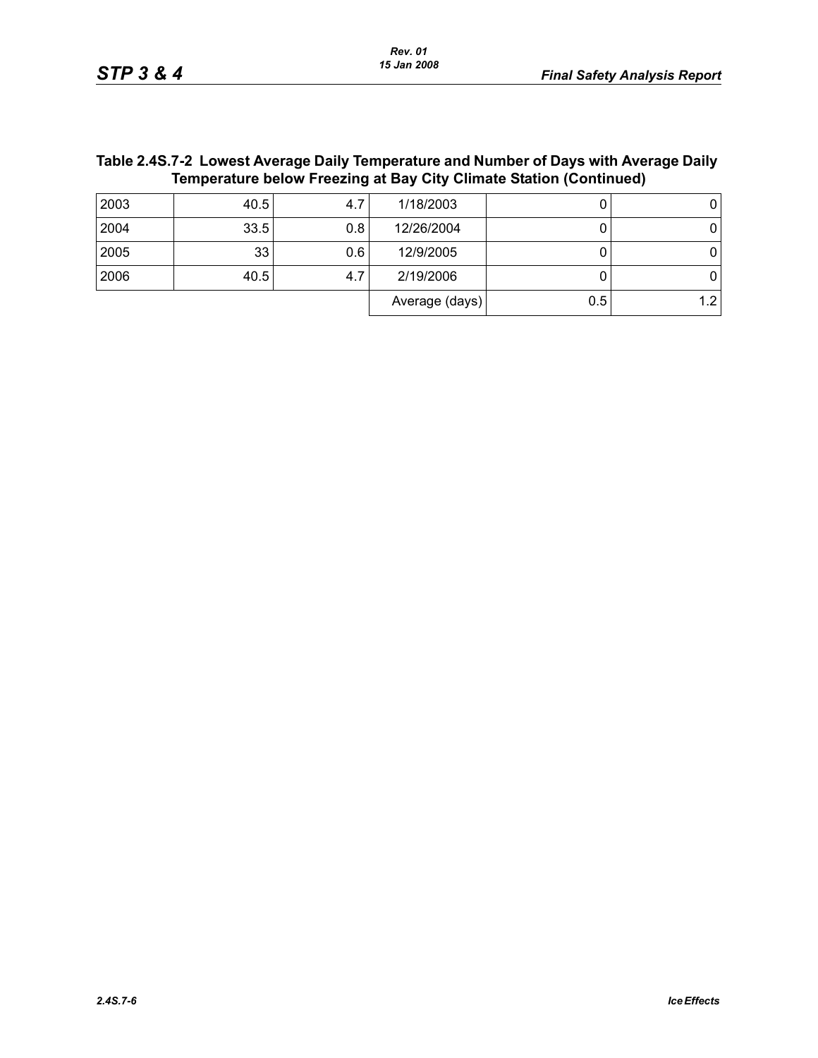**Table 2.4S.7-2 Lowest Average Daily Temperature and Number of Days with Average Daily Temperature below Freezing at Bay City Climate Station (Continued)**

| | | | | | |
|---|---|---|---|---|---|
| 2003 | 40.5 | 4.7 | 1/18/2003 | 0 | 0 |
| 2004 | 33.5 | 0.8 | 12/26/2004 | 0 | 0 |
| 2005 | 33 | 0.6 | 12/9/2005 | 0 | 0 |
| 2006 | 40.5 | 4.7 | 2/19/2006 | 0 | 0 |
| | | | Average (days) | 0.5 | 1.2 |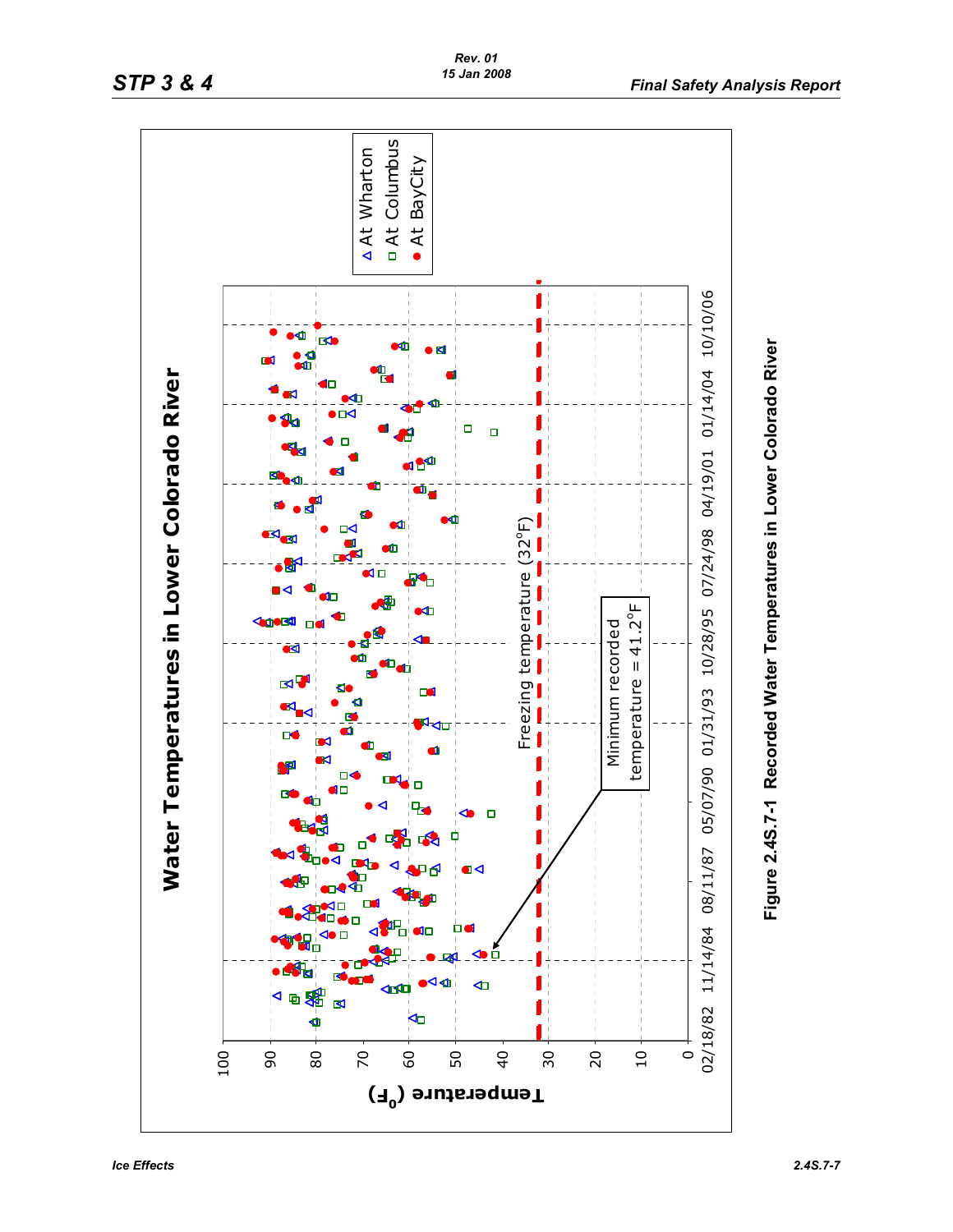**Water Temperatures in Lower Colorado River**

- At Wharton
- At Columbus
- At BayCity

Freezing temperature (32°F)

Minimum recorded temperature = 41.2°F

Temperature (°F)

100, 90, 80, 70, 60, 50, 40, 30, 20, 10, 0

02/18/82, 11/14/84, 08/11/87, 05/07/90, 01/31/93, 10/28/95, 07/24/98, 04/19/01, 01/14/04, 10/10/06

**Figure 2.4S.7-1 Recorded Water Temperatures in Lower Colorado River**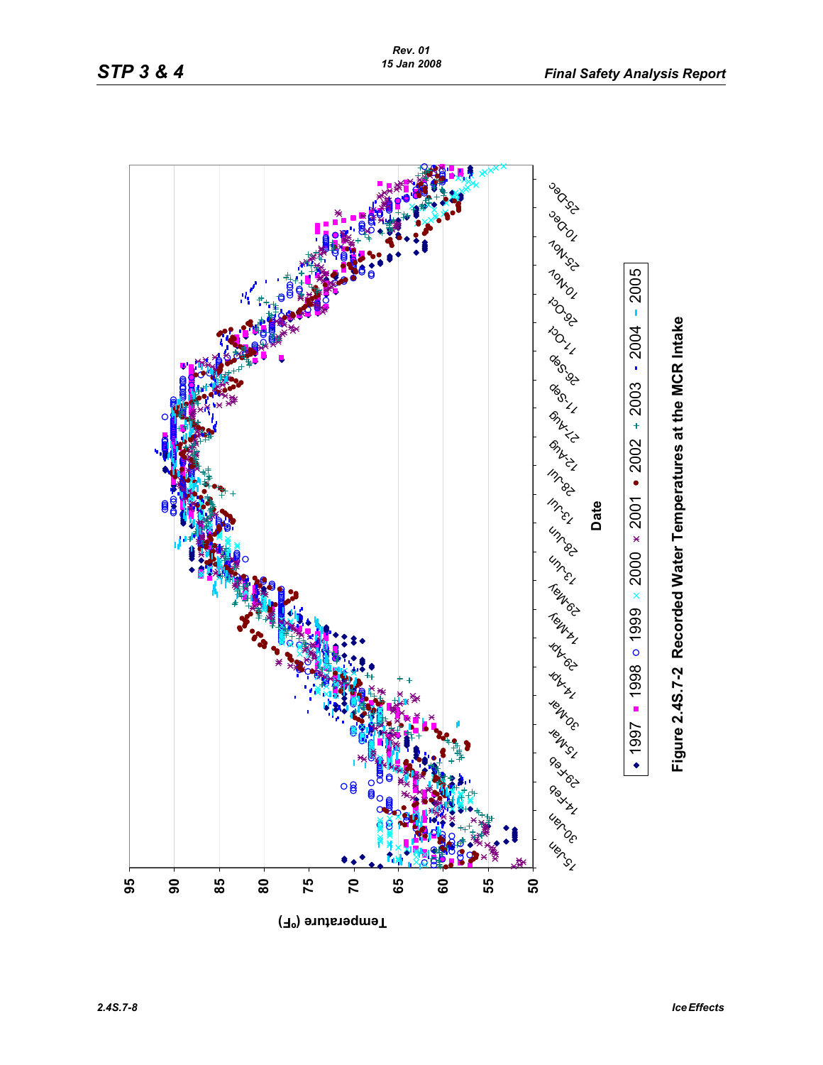Temperature (ºF)

95
90
85
80
75
70
65
60
55
50

15-Jan
30-Jan
14-Feb
29-Feb
15-Mar
30-Mar
14-Apr
29-Apr
14-May
29-May
13-Jun
28-Jun
13-Jul
28-Jul
12-Aug
27-Aug
11-Sep
26-Sep
11-Oct
26-Oct
10-Nov
25-Nov
10-Dec
25-Dec

Date

1997 1998 1999 2000 2001 2002 2003 2004 2005

**Figure 2.4S.7-2 Recorded Water Temperatures at the MCR Intake**